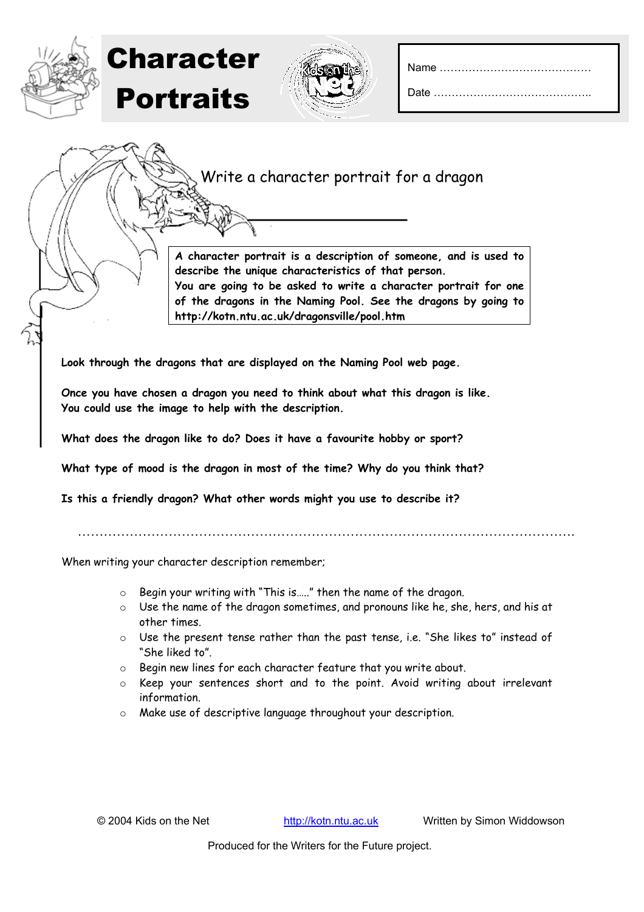# Character Portraits

Name ……………………………………

Date ……………………………………..

## Write a character portrait for a dragon

**A character portrait is a description of someone, and is used to describe the unique characteristics of that person.**
**You are going to be asked to write a character portrait for one of the dragons in the Naming Pool. See the dragons by going to http://kotn.ntu.ac.uk/dragonsville/pool.htm**

**Look through the dragons that are displayed on the Naming Pool web page.**

**Once you have chosen a dragon you need to think about what this dragon is like. You could use the image to help with the description.**

**What does the dragon like to do? Does it have a favourite hobby or sport?**

**What type of mood is the dragon in most of the time? Why do you think that?**

**Is this a friendly dragon? What other words might you use to describe it?**

……………………………………………………………………………………………………

When writing your character description remember;

- Begin your writing with "This is….." then the name of the dragon.
- Use the name of the dragon sometimes, and pronouns like he, she, hers, and his at other times.
- Use the present tense rather than the past tense, i.e. "She likes to" instead of "She liked to".
- Begin new lines for each character feature that you write about.
- Keep your sentences short and to the point. Avoid writing about irrelevant information.
- Make use of descriptive language throughout your description.

© 2004 Kids on the Net http://kotn.ntu.ac.uk Written by Simon Widdowson

Produced for the Writers for the Future project.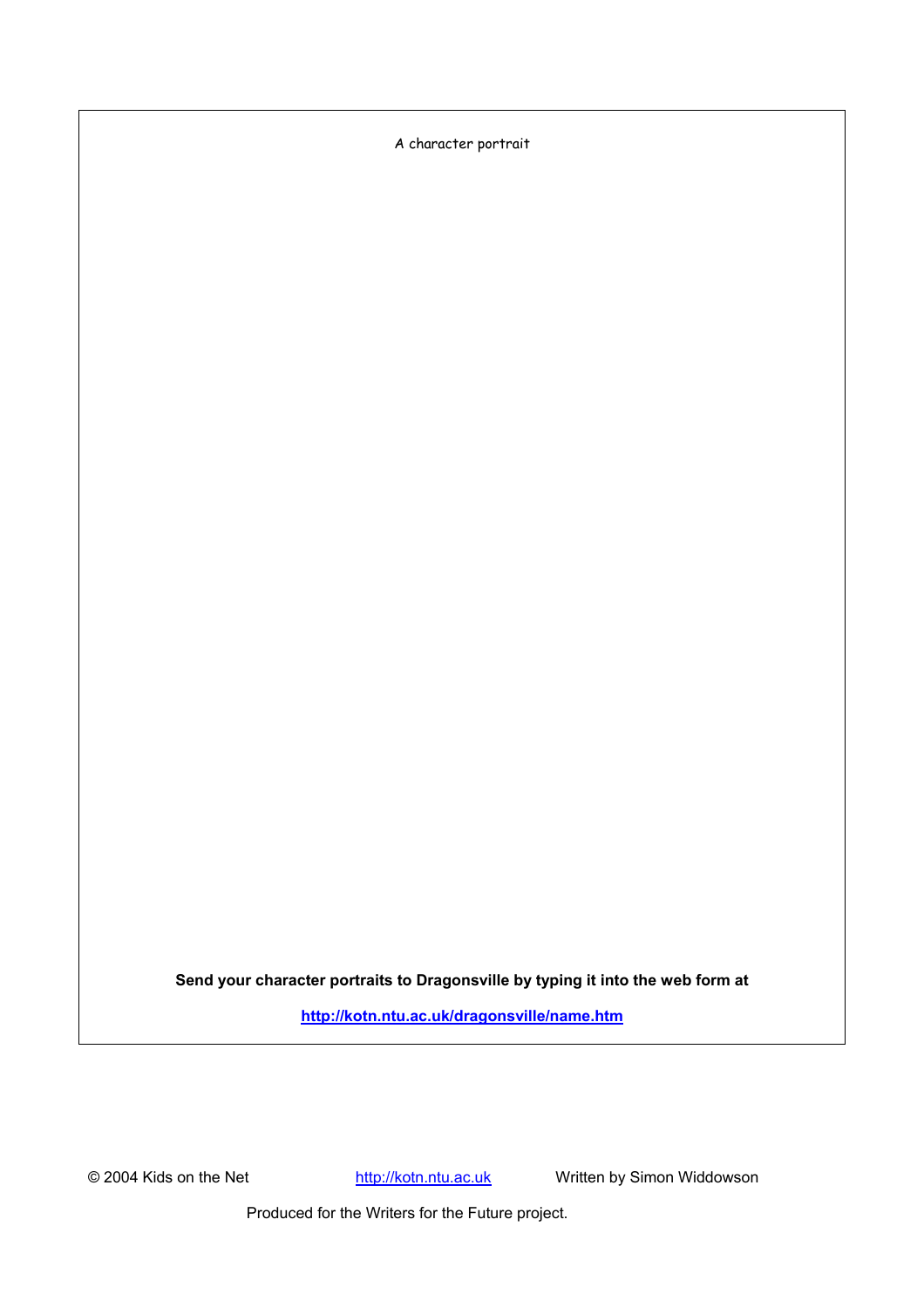A character portrait

**Send your character portraits to Dragonsville by typing it into the web form at**

**[http://kotn.ntu.ac.uk/dragonsville/name.htm](http://kotn.ntu.ac.uk/dragonsville/name.htm)**

© 2004 Kids on the Net [http://kotn.ntu.ac.uk](http://kotn.ntu.ac.uk) Written by Simon Widdowson

Produced for the Writers for the Future project.